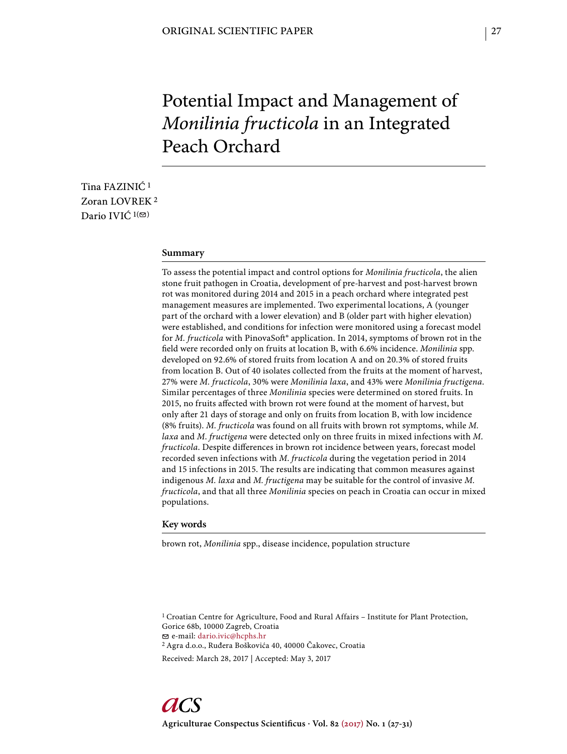ORIGINAL SCIENTIFIC PAPER

# Potential Impact and Management of *Monilinia fructicola* in an Integrated Peach Orchard

Tina FAZINIĆ [1]
Zoran LOVREK [2]
Dario IVIĆ [1(✉)]

## Summary

To assess the potential impact and control options for *Monilinia fructicola*, the alien stone fruit pathogen in Croatia, development of pre-harvest and post-harvest brown rot was monitored during 2014 and 2015 in a peach orchard where integrated pest management measures are implemented. Two experimental locations, A (younger part of the orchard with a lower elevation) and B (older part with higher elevation) were established, and conditions for infection were monitored using a forecast model for *M. fructicola* with PinovaSoft® application. In 2014, symptoms of brown rot in the field were recorded only on fruits at location B, with 6.6% incidence. *Monilinia* spp. developed on 92.6% of stored fruits from location A and on 20.3% of stored fruits from location B. Out of 40 isolates collected from the fruits at the moment of harvest, 27% were *M. fructicola*, 30% were *Monilinia laxa*, and 43% were *Monilinia fructigena*. Similar percentages of three *Monilinia* species were determined on stored fruits. In 2015, no fruits affected with brown rot were found at the moment of harvest, but only after 21 days of storage and only on fruits from location B, with low incidence (8% fruits). *M. fructicola* was found on all fruits with brown rot symptoms, while *M. laxa* and *M. fructigena* were detected only on three fruits in mixed infections with *M. fructicola*. Despite differences in brown rot incidence between years, forecast model recorded seven infections with *M. fructicola* during the vegetation period in 2014 and 15 infections in 2015. The results are indicating that common measures against indigenous *M. laxa* and *M. fructigena* may be suitable for the control of invasive *M. fructicola*, and that all three *Monilinia* species on peach in Croatia can occur in mixed populations.

## Key words

brown rot, *Monilinia* spp., disease incidence, population structure

[1] Croatian Centre for Agriculture, Food and Rural Affairs – Institute for Plant Protection, Gorice 68b, 10000 Zagreb, Croatia
✉ e-mail: dario.ivic@hcphs.hr
[2] Agra d.o.o., Ruđera Boškovića 40, 40000 Čakovec, Croatia

Received: March 28, 2017 | Accepted: May 3, 2017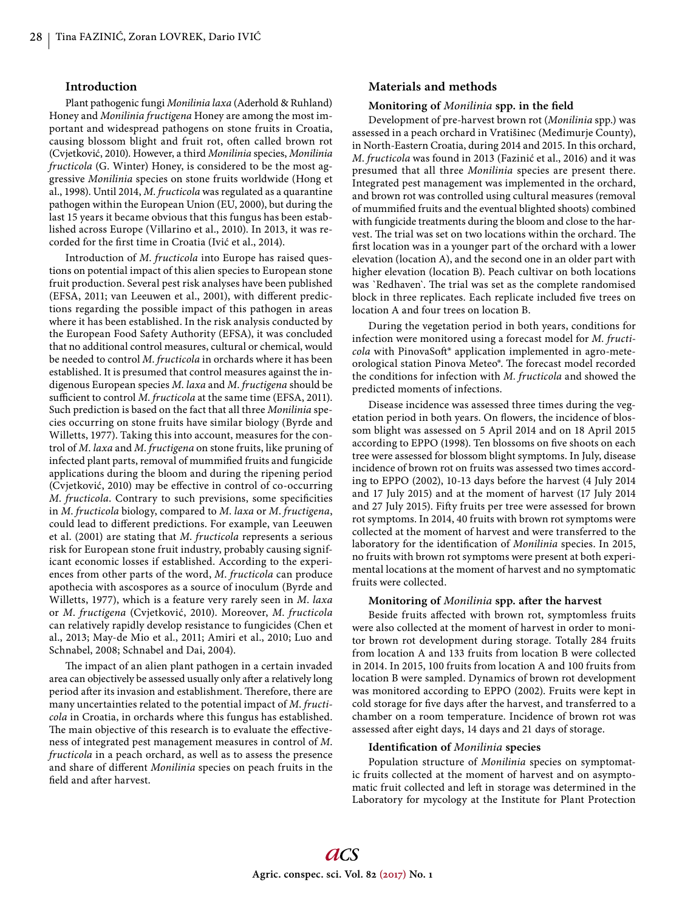## Introduction

Plant pathogenic fungi *Monilinia laxa* (Aderhold & Ruhland) Honey and *Monilinia fructigena* Honey are among the most important and widespread pathogens on stone fruits in Croatia, causing blossom blight and fruit rot, often called brown rot (Cvjetković, 2010). However, a third *Monilinia* species, *Monilinia fructicola* (G. Winter) Honey, is considered to be the most aggressive *Monilinia* species on stone fruits worldwide (Hong et al., 1998). Until 2014, *M. fructicola* was regulated as a quarantine pathogen within the European Union (EU, 2000), but during the last 15 years it became obvious that this fungus has been established across Europe (Villarino et al., 2010). In 2013, it was recorded for the first time in Croatia (Ivić et al., 2014).

Introduction of *M. fructicola* into Europe has raised questions on potential impact of this alien species to European stone fruit production. Several pest risk analyses have been published (EFSA, 2011; van Leeuwen et al., 2001), with different predictions regarding the possible impact of this pathogen in areas where it has been established. In the risk analysis conducted by the European Food Safety Authority (EFSA), it was concluded that no additional control measures, cultural or chemical, would be needed to control *M. fructicola* in orchards where it has been established. It is presumed that control measures against the indigenous European species *M. laxa* and *M. fructigena* should be sufficient to control *M. fructicola* at the same time (EFSA, 2011). Such prediction is based on the fact that all three *Monilinia* species occurring on stone fruits have similar biology (Byrde and Willetts, 1977). Taking this into account, measures for the control of *M. laxa* and *M. fructigena* on stone fruits, like pruning of infected plant parts, removal of mummified fruits and fungicide applications during the bloom and during the ripening period (Cvjetković, 2010) may be effective in control of co-occurring *M. fructicola*. Contrary to such previsions, some specificities in *M. fructicola* biology, compared to *M. laxa* or *M. fructigena*, could lead to different predictions. For example, van Leeuwen et al. (2001) are stating that *M. fructicola* represents a serious risk for European stone fruit industry, probably causing significant economic losses if established. According to the experiences from other parts of the word, *M. fructicola* can produce apothecia with ascospores as a source of inoculum (Byrde and Willetts, 1977), which is a feature very rarely seen in *M. laxa* or *M. fructigena* (Cvjetković, 2010). Moreover, *M. fructicola* can relatively rapidly develop resistance to fungicides (Chen et al., 2013; May-de Mio et al., 2011; Amiri et al., 2010; Luo and Schnabel, 2008; Schnabel and Dai, 2004).

The impact of an alien plant pathogen in a certain invaded area can objectively be assessed usually only after a relatively long period after its invasion and establishment. Therefore, there are many uncertainties related to the potential impact of *M. fructicola* in Croatia, in orchards where this fungus has established. The main objective of this research is to evaluate the effectiveness of integrated pest management measures in control of *M. fructicola* in a peach orchard, as well as to assess the presence and share of different *Monilinia* species on peach fruits in the field and after harvest.

## Materials and methods

### Monitoring of *Monilinia* spp. in the field

Development of pre-harvest brown rot (*Monilinia* spp.) was assessed in a peach orchard in Vratišinec (Međimurje County), in North-Eastern Croatia, during 2014 and 2015. In this orchard, *M. fructicola* was found in 2013 (Fazinić et al., 2016) and it was presumed that all three *Monilinia* species are present there. Integrated pest management was implemented in the orchard, and brown rot was controlled using cultural measures (removal of mummified fruits and the eventual blighted shoots) combined with fungicide treatments during the bloom and close to the harvest. The trial was set on two locations within the orchard. The first location was in a younger part of the orchard with a lower elevation (location A), and the second one in an older part with higher elevation (location B). Peach cultivar on both locations was `Redhaven`. The trial was set as the complete randomised block in three replicates. Each replicate included five trees on location A and four trees on location B.

During the vegetation period in both years, conditions for infection were monitored using a forecast model for *M. fructicola* with PinovaSoft® application implemented in agro-meteorological station Pinova Meteo®. The forecast model recorded the conditions for infection with *M. fructicola* and showed the predicted moments of infections.

Disease incidence was assessed three times during the vegetation period in both years. On flowers, the incidence of blossom blight was assessed on 5 April 2014 and on 18 April 2015 according to EPPO (1998). Ten blossoms on five shoots on each tree were assessed for blossom blight symptoms. In July, disease incidence of brown rot on fruits was assessed two times according to EPPO (2002), 10-13 days before the harvest (4 July 2014 and 17 July 2015) and at the moment of harvest (17 July 2014 and 27 July 2015). Fifty fruits per tree were assessed for brown rot symptoms. In 2014, 40 fruits with brown rot symptoms were collected at the moment of harvest and were transferred to the laboratory for the identification of *Monilinia* species. In 2015, no fruits with brown rot symptoms were present at both experimental locations at the moment of harvest and no symptomatic fruits were collected.

### Monitoring of *Monilinia* spp. after the harvest

Beside fruits affected with brown rot, symptomless fruits were also collected at the moment of harvest in order to monitor brown rot development during storage. Totally 284 fruits from location A and 133 fruits from location B were collected in 2014. In 2015, 100 fruits from location A and 100 fruits from location B were sampled. Dynamics of brown rot development was monitored according to EPPO (2002). Fruits were kept in cold storage for five days after the harvest, and transferred to a chamber on a room temperature. Incidence of brown rot was assessed after eight days, 14 days and 21 days of storage.

### Identification of *Monilinia* species

Population structure of *Monilinia* species on symptomatic fruits collected at the moment of harvest and on asymptomatic fruit collected and left in storage was determined in the Laboratory for mycology at the Institute for Plant Protection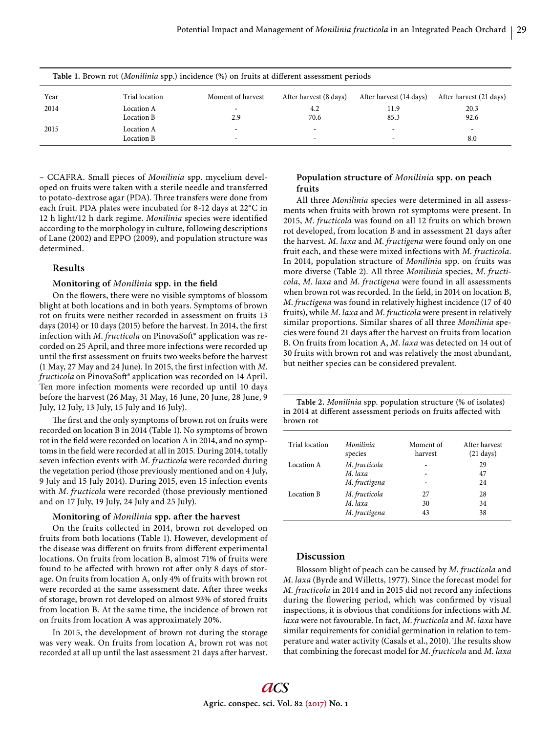**Table 1.** Brown rot (*Monilinia* spp.) incidence (%) on fruits at different assessment periods

| Year | Trial location | Moment of harvest | After harvest (8 days) | After harvest (14 days) | After harvest (21 days) |
|---|---|---|---|---|---|
| 2014 | Location A | - | 4.2 | 11.9 | 20.3 |
| | Location B | 2.9 | 70.6 | 85.3 | 92.6 |
| 2015 | Location A | - | - | - | - |
| | Location B | - | - | - | 8.0 |

– CCAFRA. Small pieces of *Monilinia* spp. mycelium developed on fruits were taken with a sterile needle and transferred to potato-dextrose agar (PDA). Three transfers were done from each fruit. PDA plates were incubated for 8-12 days at 22°C in 12 h light/12 h dark regime. *Monilinia* species were identified according to the morphology in culture, following descriptions of Lane (2002) and EPPO (2009), and population structure was determined.

## Results

### Monitoring of *Monilinia* spp. in the field

On the flowers, there were no visible symptoms of blossom blight at both locations and in both years. Symptoms of brown rot on fruits were neither recorded in assessment on fruits 13 days (2014) or 10 days (2015) before the harvest. In 2014, the first infection with *M. fructicola* on PinovaSoft® application was recorded on 25 April, and three more infections were recorded up until the first assessment on fruits two weeks before the harvest (1 May, 27 May and 24 June). In 2015, the first infection with *M. fructicola* on PinovaSoft® application was recorded on 14 April. Ten more infection moments were recorded up until 10 days before the harvest (26 May, 31 May, 16 June, 20 June, 28 June, 9 July, 12 July, 13 July, 15 July and 16 July).

The first and the only symptoms of brown rot on fruits were recorded on location B in 2014 (Table 1). No symptoms of brown rot in the field were recorded on location A in 2014, and no symptoms in the field were recorded at all in 2015. During 2014, totally seven infection events with *M. fructicola* were recorded during the vegetation period (those previously mentioned and on 4 July, 9 July and 15 July 2014). During 2015, even 15 infection events with *M. fructicola* were recorded (those previously mentioned and on 17 July, 19 July, 24 July and 25 July).

### Monitoring of *Monilinia* spp. after the harvest

On the fruits collected in 2014, brown rot developed on fruits from both locations (Table 1). However, development of the disease was different on fruits from different experimental locations. On fruits from location B, almost 71% of fruits were found to be affected with brown rot after only 8 days of storage. On fruits from location A, only 4% of fruits with brown rot were recorded at the same assessment date. After three weeks of storage, brown rot developed on almost 93% of stored fruits from location B. At the same time, the incidence of brown rot on fruits from location A was approximately 20%.

In 2015, the development of brown rot during the storage was very weak. On fruits from location A, brown rot was not recorded at all up until the last assessment 21 days after harvest.

### Population structure of *Monilinia* spp. on peach fruits

All three *Monilinia* species were determined in all assessments when fruits with brown rot symptoms were present. In 2015, *M. fructicola* was found on all 12 fruits on which brown rot developed, from location B and in assessment 21 days after the harvest. *M. laxa* and *M. fructigena* were found only on one fruit each, and these were mixed infections with *M. fructicola*. In 2014, population structure of *Monilinia* spp. on fruits was more diverse (Table 2). All three *Monilinia* species, *M. fructicola*, *M. laxa* and *M. fructigena* were found in all assessments when brown rot was recorded. In the field, in 2014 on location B, *M. fructigena* was found in relatively highest incidence (17 of 40 fruits), while *M. laxa* and *M. fructicola* were present in relatively similar proportions. Similar shares of all three *Monilinia* species were found 21 days after the harvest on fruits from location B. On fruits from location A, *M. laxa* was detected on 14 out of 30 fruits with brown rot and was relatively the most abundant, but neither species can be considered prevalent.

**Table 2.** *Monilinia* spp. population structure (% of isolates) in 2014 at different assessment periods on fruits affected with brown rot

| Trial location | *Monilinia* species | Moment of harvest | After harvest (21 days) |
|---|---|---|---|
| Location A | *M. fructicola* | - | 29 |
| | *M. laxa* | - | 47 |
| | *M. fructigena* | - | 24 |
| Location B | *M. fructicola* | 27 | 28 |
| | *M. laxa* | 30 | 34 |
| | *M. fructigena* | 43 | 38 |

## Discussion

Blossom blight of peach can be caused by *M. fructicola* and *M. laxa* (Byrde and Willetts, 1977). Since the forecast model for *M. fructicola* in 2014 and in 2015 did not record any infections during the flowering period, which was confirmed by visual inspections, it is obvious that conditions for infections with *M. laxa* were not favourable. In fact, *M. fructicola* and *M. laxa* have similar requirements for conidial germination in relation to temperature and water activity (Casals et al., 2010). The results show that combining the forecast model for *M. fructicola* and *M. laxa*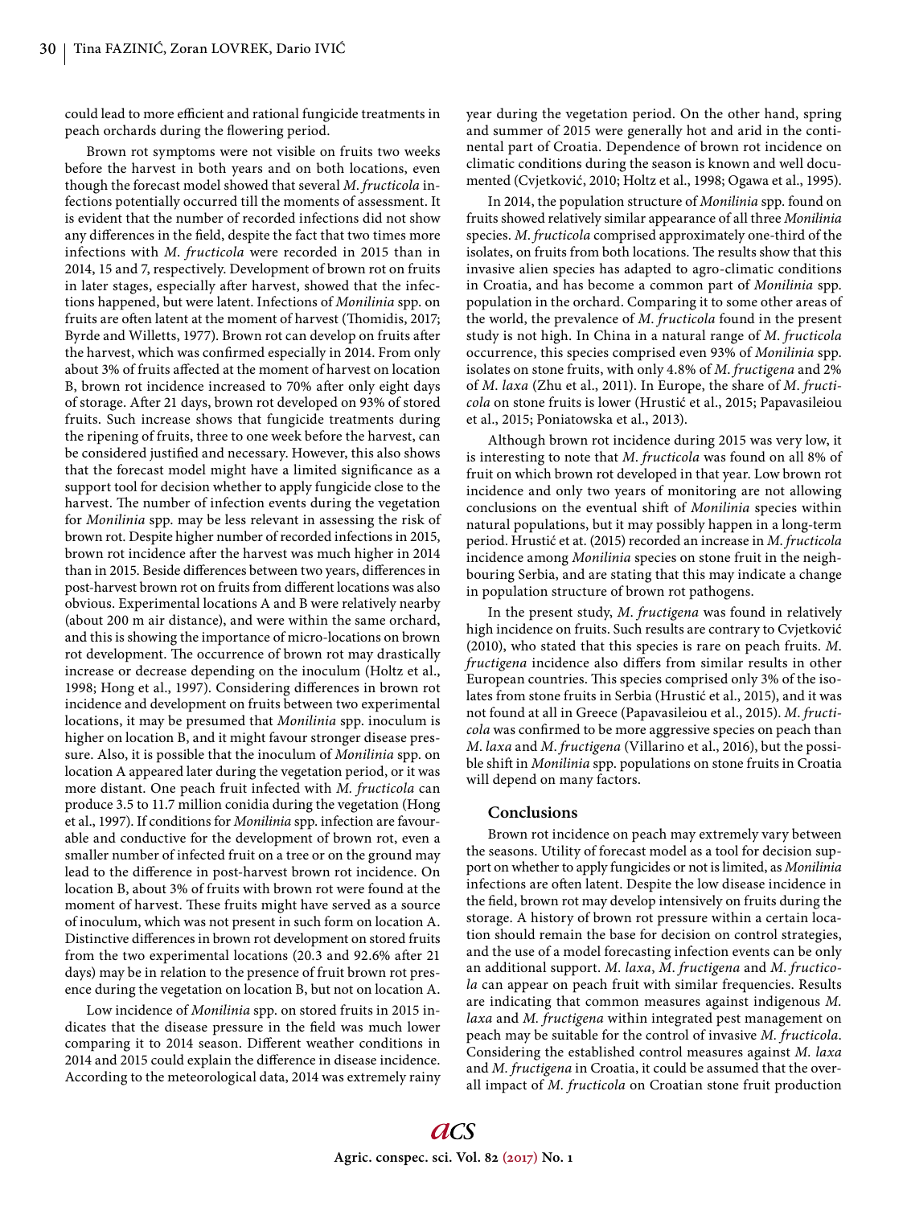could lead to more efficient and rational fungicide treatments in peach orchards during the flowering period.

Brown rot symptoms were not visible on fruits two weeks before the harvest in both years and on both locations, even though the forecast model showed that several *M. fructicola* infections potentially occurred till the moments of assessment. It is evident that the number of recorded infections did not show any differences in the field, despite the fact that two times more infections with *M. fructicola* were recorded in 2015 than in 2014, 15 and 7, respectively. Development of brown rot on fruits in later stages, especially after harvest, showed that the infections happened, but were latent. Infections of *Monilinia* spp. on fruits are often latent at the moment of harvest (Thomidis, 2017; Byrde and Willetts, 1977). Brown rot can develop on fruits after the harvest, which was confirmed especially in 2014. From only about 3% of fruits affected at the moment of harvest on location B, brown rot incidence increased to 70% after only eight days of storage. After 21 days, brown rot developed on 93% of stored fruits. Such increase shows that fungicide treatments during the ripening of fruits, three to one week before the harvest, can be considered justified and necessary. However, this also shows that the forecast model might have a limited significance as a support tool for decision whether to apply fungicide close to the harvest. The number of infection events during the vegetation for *Monilinia* spp. may be less relevant in assessing the risk of brown rot. Despite higher number of recorded infections in 2015, brown rot incidence after the harvest was much higher in 2014 than in 2015. Beside differences between two years, differences in post-harvest brown rot on fruits from different locations was also obvious. Experimental locations A and B were relatively nearby (about 200 m air distance), and were within the same orchard, and this is showing the importance of micro-locations on brown rot development. The occurrence of brown rot may drastically increase or decrease depending on the inoculum (Holtz et al., 1998; Hong et al., 1997). Considering differences in brown rot incidence and development on fruits between two experimental locations, it may be presumed that *Monilinia* spp. inoculum is higher on location B, and it might favour stronger disease pressure. Also, it is possible that the inoculum of *Monilinia* spp. on location A appeared later during the vegetation period, or it was more distant. One peach fruit infected with *M. fructicola* can produce 3.5 to 11.7 million conidia during the vegetation (Hong et al., 1997). If conditions for *Monilinia* spp. infection are favourable and conducive for the development of brown rot, even a smaller number of infected fruit on a tree or on the ground may lead to the difference in post-harvest brown rot incidence. On location B, about 3% of fruits with brown rot were found at the moment of harvest. These fruits might have served as a source of inoculum, which was not present in such form on location A. Distinctive differences in brown rot development on stored fruits from the two experimental locations (20.3 and 92.6% after 21 days) may be in relation to the presence of fruit brown rot presence during the vegetation on location B, but not on location A.

Low incidence of *Monilinia* spp. on stored fruits in 2015 indicates that the disease pressure in the field was much lower comparing it to 2014 season. Different weather conditions in 2014 and 2015 could explain the difference in disease incidence. According to the meteorological data, 2014 was extremely rainy year during the vegetation period. On the other hand, spring and summer of 2015 were generally hot and arid in the continental part of Croatia. Dependence of brown rot incidence on climatic conditions during the season is known and well documented (Cvjetković, 2010; Holtz et al., 1998; Ogawa et al., 1995).

In 2014, the population structure of *Monilinia* spp. found on fruits showed relatively similar appearance of all three *Monilinia* species. *M. fructicola* comprised approximately one-third of the isolates, on fruits from both locations. The results show that this invasive alien species has adapted to agro-climatic conditions in Croatia, and has become a common part of *Monilinia* spp. population in the orchard. Comparing it to some other areas of the world, the prevalence of *M. fructicola* found in the present study is not high. In China in a natural range of *M. fructicola* occurrence, this species comprised even 93% of *Monilinia* spp. isolates on stone fruits, with only 4.8% of *M. fructigena* and 2% of *M. laxa* (Zhu et al., 2011). In Europe, the share of *M. fructicola* on stone fruits is lower (Hrustić et al., 2015; Papavasileiou et al., 2015; Poniatowska et al., 2013).

Although brown rot incidence during 2015 was very low, it is interesting to note that *M. fructicola* was found on all 8% of fruit on which brown rot developed in that year. Low brown rot incidence and only two years of monitoring are not allowing conclusions on the eventual shift of *Monilinia* species within natural populations, but it may possibly happen in a long-term period. Hrustić et at. (2015) recorded an increase in *M. fructicola* incidence among *Monilinia* species on stone fruit in the neighbouring Serbia, and are stating that this may indicate a change in population structure of brown rot pathogens.

In the present study, *M. fructigena* was found in relatively high incidence on fruits. Such results are contrary to Cvjetković (2010), who stated that this species is rare on peach fruits. *M. fructigena* incidence also differs from similar results in other European countries. This species comprised only 3% of the isolates from stone fruits in Serbia (Hrustić et al., 2015), and it was not found at all in Greece (Papavasileiou et al., 2015). *M. fructicola* was confirmed to be more aggressive species on peach than *M. laxa* and *M. fructigena* (Villarino et al., 2016), but the possible shift in *Monilinia* spp. populations on stone fruits in Croatia will depend on many factors.

## Conclusions

Brown rot incidence on peach may extremely vary between the seasons. Utility of forecast model as a tool for decision support on whether to apply fungicides or not is limited, as *Monilinia* infections are often latent. Despite the low disease incidence in the field, brown rot may develop intensively on fruits during the storage. A history of brown rot pressure within a certain location should remain the base for decision on control strategies, and the use of a model forecasting infection events can be only an additional support. *M. laxa*, *M. fructigena* and *M. fructicola* can appear on peach fruit with similar frequencies. Results are indicating that common measures against indigenous *M. laxa* and *M. fructigena* within integrated pest management on peach may be suitable for the control of invasive *M. fructicola*. Considering the established control measures against *M. laxa* and *M. fructigena* in Croatia, it could be assumed that the overall impact of *M. fructicola* on Croatian stone fruit production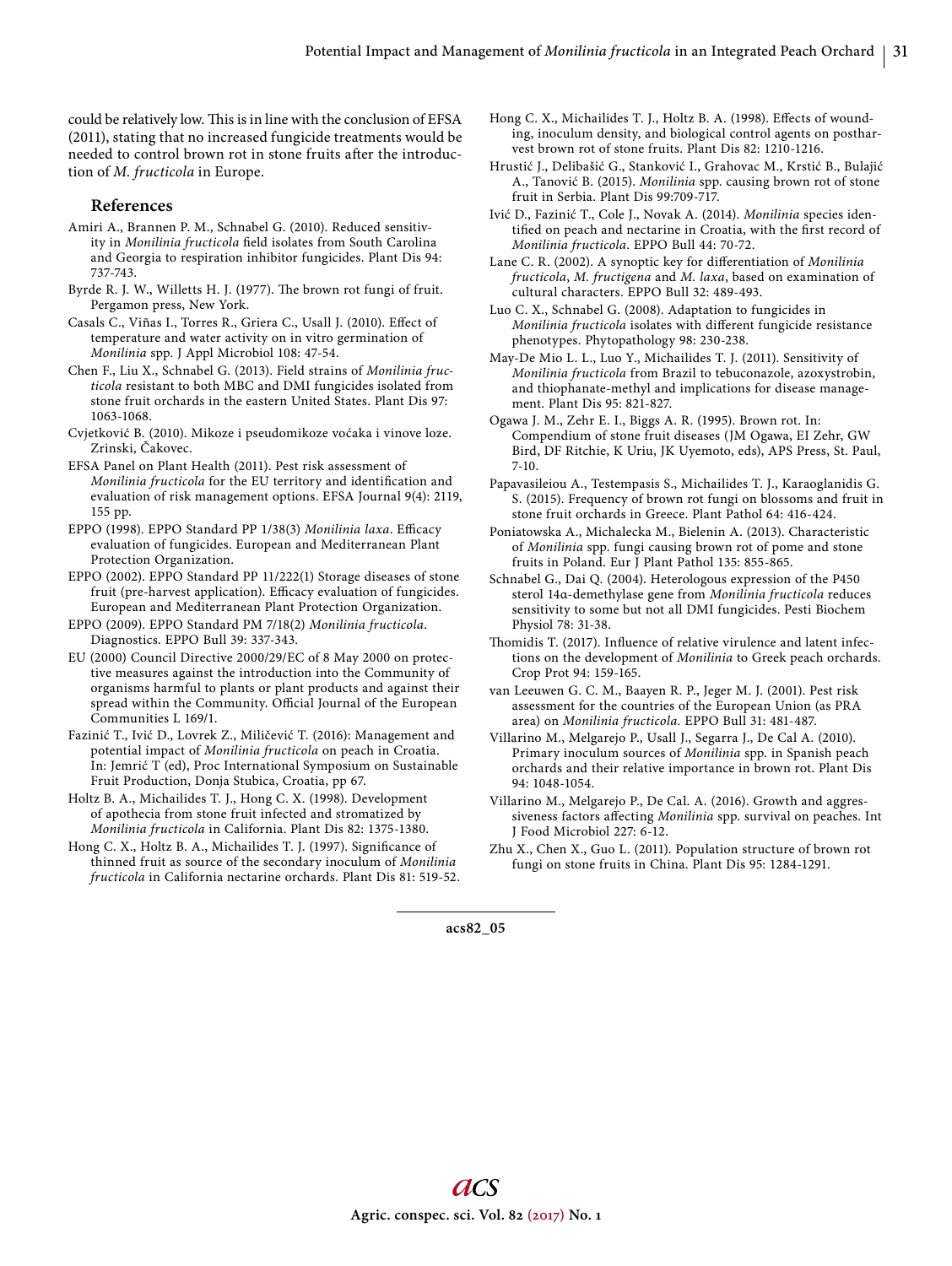could be relatively low. This is in line with the conclusion of EFSA (2011), stating that no increased fungicide treatments would be needed to control brown rot in stone fruits after the introduction of *M. fructicola* in Europe.

## References

Amiri A., Brannen P. M., Schnabel G. (2010). Reduced sensitivity in *Monilinia fructicola* field isolates from South Carolina and Georgia to respiration inhibitor fungicides. Plant Dis 94: 737-743.

Byrde R. J. W., Willetts H. J. (1977). The brown rot fungi of fruit. Pergamon press, New York.

Casals C., Viñas I., Torres R., Griera C., Usall J. (2010). Effect of temperature and water activity on in vitro germination of *Monilinia* spp. J Appl Microbiol 108: 47-54.

Chen F., Liu X., Schnabel G. (2013). Field strains of *Monilinia fructicola* resistant to both MBC and DMI fungicides isolated from stone fruit orchards in the eastern United States. Plant Dis 97: 1063-1068.

Cvjetković B. (2010). Mikoze i pseudomikoze voćaka i vinove loze. Zrinski, Čakovec.

EFSA Panel on Plant Health (2011). Pest risk assessment of *Monilinia fructicola* for the EU territory and identification and evaluation of risk management options. EFSA Journal 9(4): 2119, 155 pp.

EPPO (1998). EPPO Standard PP 1/38(3) *Monilinia laxa*. Efficacy evaluation of fungicides. European and Mediterranean Plant Protection Organization.

EPPO (2002). EPPO Standard PP 11/222(1) Storage diseases of stone fruit (pre-harvest application). Efficacy evaluation of fungicides. European and Mediterranean Plant Protection Organization.

EPPO (2009). EPPO Standard PM 7/18(2) *Monilinia fructicola*. Diagnostics. EPPO Bull 39: 337-343.

EU (2000) Council Directive 2000/29/EC of 8 May 2000 on protective measures against the introduction into the Community of organisms harmful to plants or plant products and against their spread within the Community. Official Journal of the European Communities L 169/1.

Fazinić T., Ivić D., Lovrek Z., Miličević T. (2016): Management and potential impact of *Monilinia fructicola* on peach in Croatia. In: Jemrić T (ed), Proc International Symposium on Sustainable Fruit Production, Donja Stubica, Croatia, pp 67.

Holtz B. A., Michailides T. J., Hong C. X. (1998). Development of apothecia from stone fruit infected and stromatized by *Monilinia fructicola* in California. Plant Dis 82: 1375-1380.

Hong C. X., Holtz B. A., Michailides T. J. (1997). Significance of thinned fruit as source of the secondary inoculum of *Monilinia fructicola* in California nectarine orchards. Plant Dis 81: 519-52.

Hong C. X., Michailides T. J., Holtz B. A. (1998). Effects of wounding, inoculum density, and biological control agents on postharvest brown rot of stone fruits. Plant Dis 82: 1210-1216.

Hrustić J., Delibašić G., Stanković I., Grahovac M., Krstić B., Bulajić A., Tanović B. (2015). *Monilinia* spp. causing brown rot of stone fruit in Serbia. Plant Dis 99:709-717.

Ivić D., Fazinić T., Cole J., Novak A. (2014). *Monilinia* species identified on peach and nectarine in Croatia, with the first record of *Monilinia fructicola*. EPPO Bull 44: 70-72.

Lane C. R. (2002). A synoptic key for differentiation of *Monilinia fructicola*, *M. fructigena* and *M. laxa*, based on examination of cultural characters. EPPO Bull 32: 489-493.

Luo C. X., Schnabel G. (2008). Adaptation to fungicides in *Monilinia fructicola* isolates with different fungicide resistance phenotypes. Phytopathology 98: 230-238.

May-De Mio L. L., Luo Y., Michailides T. J. (2011). Sensitivity of *Monilinia fructicola* from Brazil to tebuconazole, azoxystrobin, and thiophanate-methyl and implications for disease management. Plant Dis 95: 821-827.

Ogawa J. M., Zehr E. I., Biggs A. R. (1995). Brown rot. In: Compendium of stone fruit diseases (JM Ogawa, EI Zehr, GW Bird, DF Ritchie, K Uriu, JK Uyemoto, eds), APS Press, St. Paul, 7-10.

Papavasileiou A., Testempasis S., Michailides T. J., Karaoglanidis G. S. (2015). Frequency of brown rot fungi on blossoms and fruit in stone fruit orchards in Greece. Plant Pathol 64: 416-424.

Poniatowska A., Michalecka M., Bielenin A. (2013). Characteristic of *Monilinia* spp. fungi causing brown rot of pome and stone fruits in Poland. Eur J Plant Pathol 135: 855-865.

Schnabel G., Dai Q. (2004). Heterologous expression of the P450 sterol 14α-demethylase gene from *Monilinia fructicola* reduces sensitivity to some but not all DMI fungicides. Pesti Biochem Physiol 78: 31-38.

Thomidis T. (2017). Influence of relative virulence and latent infections on the development of *Monilinia* to Greek peach orchards. Crop Prot 94: 159-165.

van Leeuwen G. C. M., Baayen R. P., Jeger M. J. (2001). Pest risk assessment for the countries of the European Union (as PRA area) on *Monilinia fructicola.* EPPO Bull 31: 481-487.

Villarino M., Melgarejo P., Usall J., Segarra J., De Cal A. (2010). Primary inoculum sources of *Monilinia* spp. in Spanish peach orchards and their relative importance in brown rot. Plant Dis 94: 1048-1054.

Villarino M., Melgarejo P., De Cal. A. (2016). Growth and aggressiveness factors affecting *Monilinia* spp. survival on peaches. Int J Food Microbiol 227: 6-12.

Zhu X., Chen X., Guo L. (2011). Population structure of brown rot fungi on stone fruits in China. Plant Dis 95: 1284-1291.

acs82_05